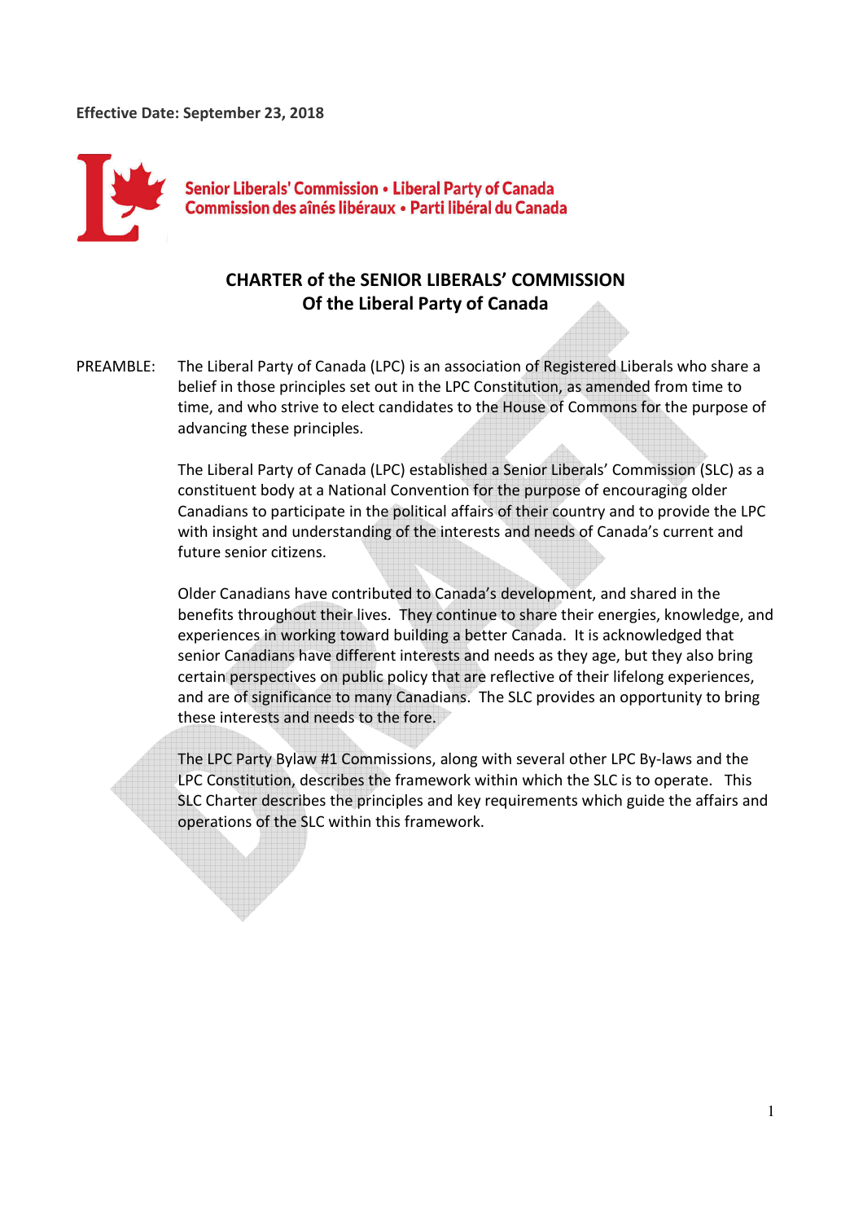**Effective Date: September 23, 2018**

Senior Liberals' Commission • Liberal Party of Canada
Commission des aînés libéraux • Parti libéral du Canada

# CHARTER of the SENIOR LIBERALS' COMMISSION Of the Liberal Party of Canada

PREAMBLE: The Liberal Party of Canada (LPC) is an association of Registered Liberals who share a belief in those principles set out in the LPC Constitution, as amended from time to time, and who strive to elect candidates to the House of Commons for the purpose of advancing these principles.

The Liberal Party of Canada (LPC) established a Senior Liberals' Commission (SLC) as a constituent body at a National Convention for the purpose of encouraging older Canadians to participate in the political affairs of their country and to provide the LPC with insight and understanding of the interests and needs of Canada's current and future senior citizens.

Older Canadians have contributed to Canada's development, and shared in the benefits throughout their lives. They continue to share their energies, knowledge, and experiences in working toward building a better Canada. It is acknowledged that senior Canadians have different interests and needs as they age, but they also bring certain perspectives on public policy that are reflective of their lifelong experiences, and are of significance to many Canadians. The SLC provides an opportunity to bring these interests and needs to the fore.

The LPC Party Bylaw #1 Commissions, along with several other LPC By-laws and the LPC Constitution, describes the framework within which the SLC is to operate. This SLC Charter describes the principles and key requirements which guide the affairs and operations of the SLC within this framework.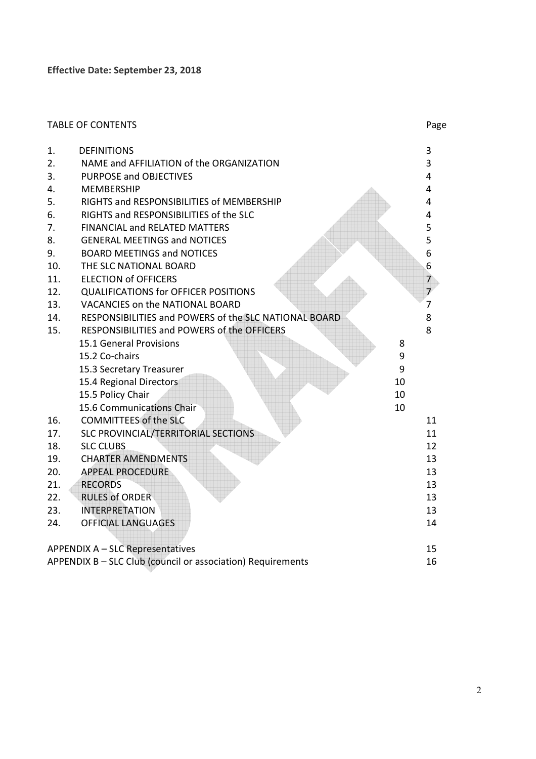**Effective Date: September 23, 2018**

TABLE OF CONTENTS

| | | | Page |
|---|---|---|---|
| 1. | DEFINITIONS | | 3 |
| 2. | NAME and AFFILIATION of the ORGANIZATION | | 3 |
| 3. | PURPOSE and OBJECTIVES | | 4 |
| 4. | MEMBERSHIP | | 4 |
| 5. | RIGHTS and RESPONSIBILITIES of MEMBERSHIP | | 4 |
| 6. | RIGHTS and RESPONSIBILITIES of the SLC | | 4 |
| 7. | FINANCIAL and RELATED MATTERS | | 5 |
| 8. | GENERAL MEETINGS and NOTICES | | 5 |
| 9. | BOARD MEETINGS and NOTICES | | 6 |
| 10. | THE SLC NATIONAL BOARD | | 6 |
| 11. | ELECTION of OFFICERS | | 7 |
| 12. | QUALIFICATIONS for OFFICER POSITIONS | | 7 |
| 13. | VACANCIES on the NATIONAL BOARD | | 7 |
| 14. | RESPONSIBILITIES and POWERS of the SLC NATIONAL BOARD | | 8 |
| 15. | RESPONSIBILITIES and POWERS of the OFFICERS | | 8 |
| | 15.1 General Provisions | 8 | |
| | 15.2 Co-chairs | 9 | |
| | 15.3 Secretary Treasurer | 9 | |
| | 15.4 Regional Directors | 10 | |
| | 15.5 Policy Chair | 10 | |
| | 15.6 Communications Chair | 10 | |
| 16. | COMMITTEES of the SLC | | 11 |
| 17. | SLC PROVINCIAL/TERRITORIAL SECTIONS | | 11 |
| 18. | SLC CLUBS | | 12 |
| 19. | CHARTER AMENDMENTS | | 13 |
| 20. | APPEAL PROCEDURE | | 13 |
| 21. | RECORDS | | 13 |
| 22. | RULES of ORDER | | 13 |
| 23. | INTERPRETATION | | 13 |
| 24. | OFFICIAL LANGUAGES | | 14 |

| | Page |
|---|---|
| APPENDIX A – SLC Representatives | 15 |
| APPENDIX B – SLC Club (council or association) Requirements | 16 |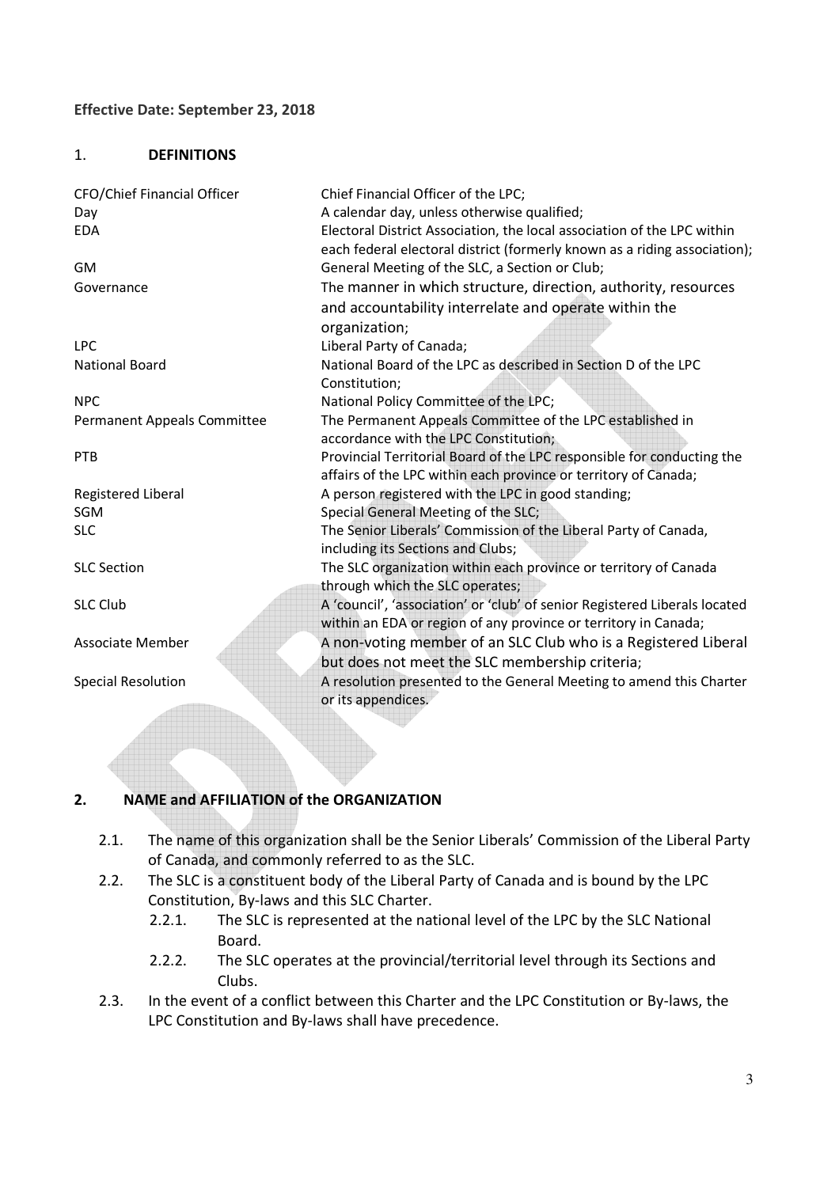**Effective Date: September 23, 2018**

## 1. DEFINITIONS

| | |
|---|---|
| CFO/Chief Financial Officer | Chief Financial Officer of the LPC; |
| Day | A calendar day, unless otherwise qualified; |
| EDA | Electoral District Association, the local association of the LPC within each federal electoral district (formerly known as a riding association); |
| GM | General Meeting of the SLC, a Section or Club; |
| Governance | The manner in which structure, direction, authority, resources and accountability interrelate and operate within the organization; |
| LPC | Liberal Party of Canada; |
| National Board | National Board of the LPC as described in Section D of the LPC Constitution; |
| NPC | National Policy Committee of the LPC; |
| Permanent Appeals Committee | The Permanent Appeals Committee of the LPC established in accordance with the LPC Constitution; |
| PTB | Provincial Territorial Board of the LPC responsible for conducting the affairs of the LPC within each province or territory of Canada; |
| Registered Liberal | A person registered with the LPC in good standing; |
| SGM | Special General Meeting of the SLC; |
| SLC | The Senior Liberals' Commission of the Liberal Party of Canada, including its Sections and Clubs; |
| SLC Section | The SLC organization within each province or territory of Canada through which the SLC operates; |
| SLC Club | A 'council', 'association' or 'club' of senior Registered Liberals located within an EDA or region of any province or territory in Canada; |
| Associate Member | A non-voting member of an SLC Club who is a Registered Liberal but does not meet the SLC membership criteria; |
| Special Resolution | A resolution presented to the General Meeting to amend this Charter or its appendices. |

## 2. NAME and AFFILIATION of the ORGANIZATION

2.1. The name of this organization shall be the Senior Liberals' Commission of the Liberal Party of Canada, and commonly referred to as the SLC.

2.2. The SLC is a constituent body of the Liberal Party of Canada and is bound by the LPC Constitution, By-laws and this SLC Charter.

- 2.2.1. The SLC is represented at the national level of the LPC by the SLC National Board.
- 2.2.2. The SLC operates at the provincial/territorial level through its Sections and Clubs.

2.3. In the event of a conflict between this Charter and the LPC Constitution or By-laws, the LPC Constitution and By-laws shall have precedence.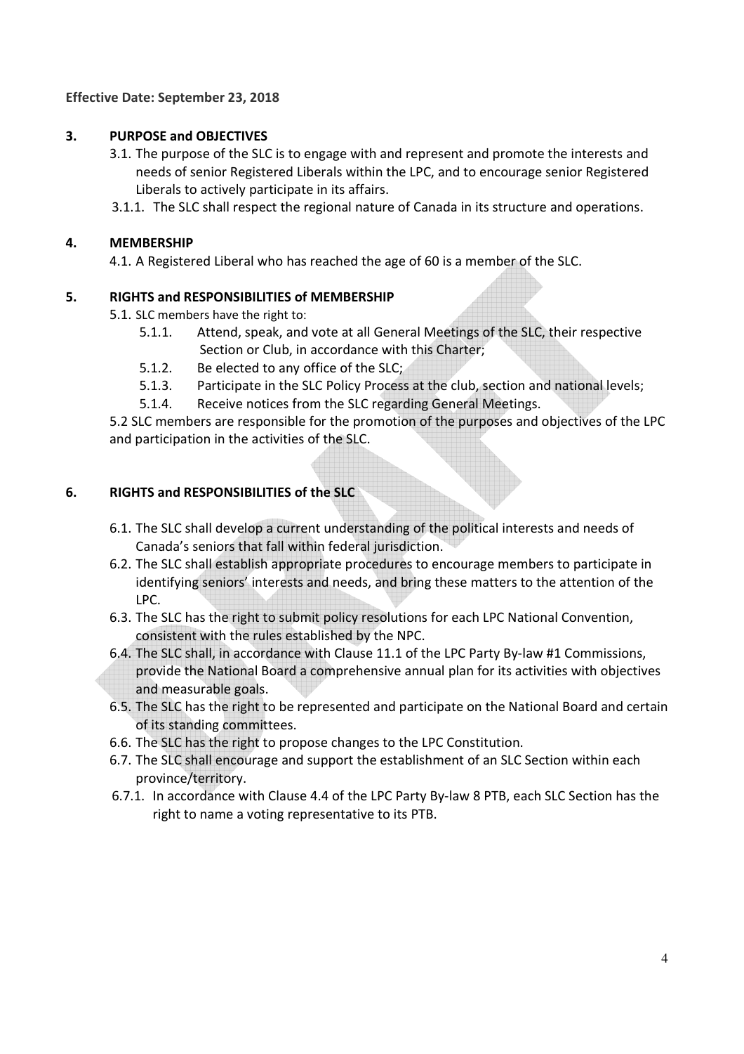**Effective Date: September 23, 2018**

## 3. PURPOSE and OBJECTIVES

3.1. The purpose of the SLC is to engage with and represent and promote the interests and needs of senior Registered Liberals within the LPC, and to encourage senior Registered Liberals to actively participate in its affairs.

3.1.1. The SLC shall respect the regional nature of Canada in its structure and operations.

## 4. MEMBERSHIP

4.1. A Registered Liberal who has reached the age of 60 is a member of the SLC.

## 5. RIGHTS and RESPONSIBILITIES of MEMBERSHIP

5.1. SLC members have the right to:

5.1.1. Attend, speak, and vote at all General Meetings of the SLC, their respective Section or Club, in accordance with this Charter;

5.1.2. Be elected to any office of the SLC;

5.1.3. Participate in the SLC Policy Process at the club, section and national levels;

5.1.4. Receive notices from the SLC regarding General Meetings.

5.2 SLC members are responsible for the promotion of the purposes and objectives of the LPC and participation in the activities of the SLC.

## 6. RIGHTS and RESPONSIBILITIES of the SLC

6.1. The SLC shall develop a current understanding of the political interests and needs of Canada's seniors that fall within federal jurisdiction.

6.2. The SLC shall establish appropriate procedures to encourage members to participate in identifying seniors' interests and needs, and bring these matters to the attention of the LPC.

6.3. The SLC has the right to submit policy resolutions for each LPC National Convention, consistent with the rules established by the NPC.

6.4. The SLC shall, in accordance with Clause 11.1 of the LPC Party By-law #1 Commissions, provide the National Board a comprehensive annual plan for its activities with objectives and measurable goals.

6.5. The SLC has the right to be represented and participate on the National Board and certain of its standing committees.

6.6. The SLC has the right to propose changes to the LPC Constitution.

6.7. The SLC shall encourage and support the establishment of an SLC Section within each province/territory.

6.7.1. In accordance with Clause 4.4 of the LPC Party By-law 8 PTB, each SLC Section has the right to name a voting representative to its PTB.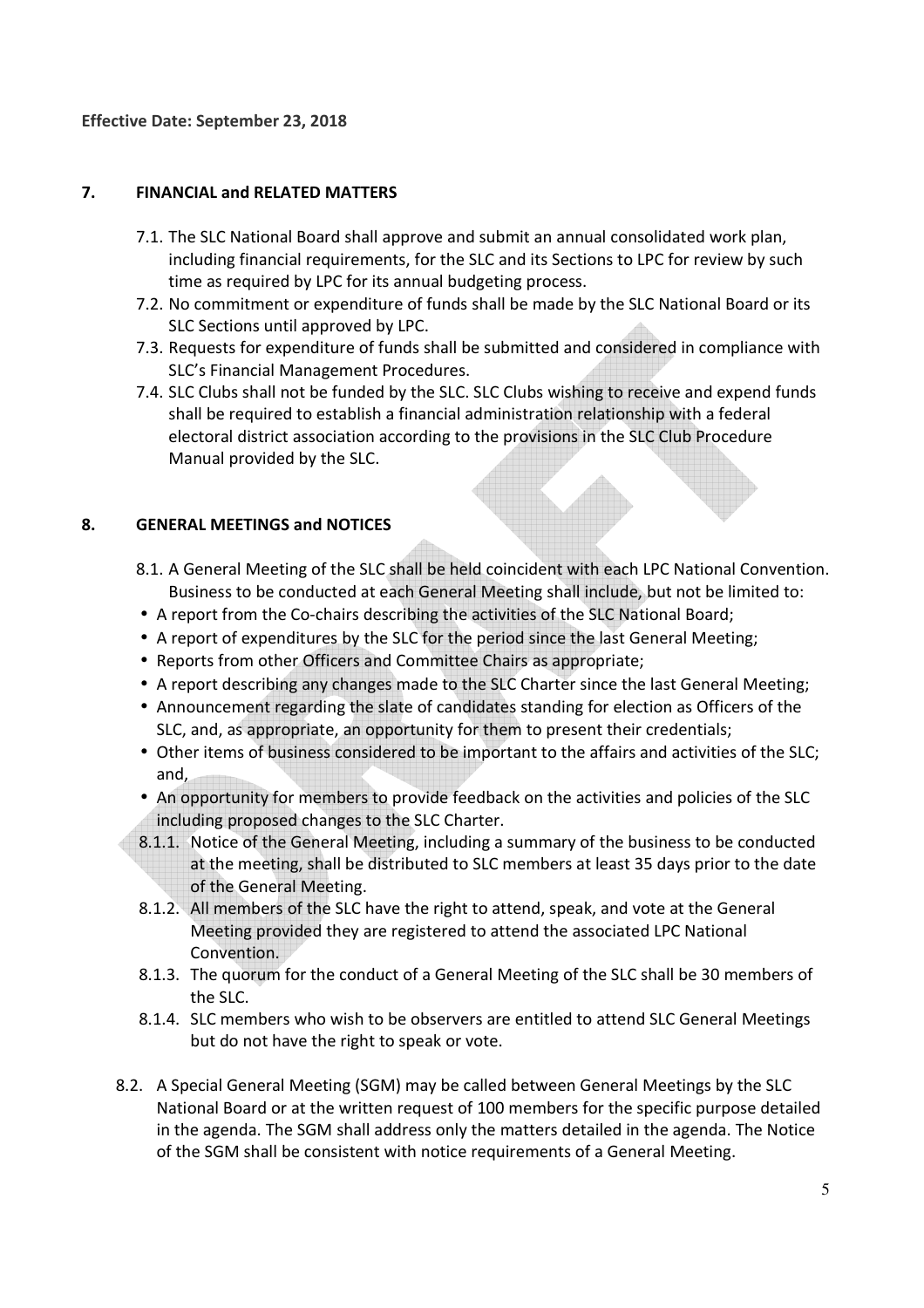**Effective Date: September 23, 2018**

## 7. FINANCIAL and RELATED MATTERS

7.1. The SLC National Board shall approve and submit an annual consolidated work plan, including financial requirements, for the SLC and its Sections to LPC for review by such time as required by LPC for its annual budgeting process.

7.2. No commitment or expenditure of funds shall be made by the SLC National Board or its SLC Sections until approved by LPC.

7.3. Requests for expenditure of funds shall be submitted and considered in compliance with SLC's Financial Management Procedures.

7.4. SLC Clubs shall not be funded by the SLC. SLC Clubs wishing to receive and expend funds shall be required to establish a financial administration relationship with a federal electoral district association according to the provisions in the SLC Club Procedure Manual provided by the SLC.

## 8. GENERAL MEETINGS and NOTICES

8.1. A General Meeting of the SLC shall be held coincident with each LPC National Convention. Business to be conducted at each General Meeting shall include, but not be limited to:

- A report from the Co-chairs describing the activities of the SLC National Board;
- A report of expenditures by the SLC for the period since the last General Meeting;
- Reports from other Officers and Committee Chairs as appropriate;
- A report describing any changes made to the SLC Charter since the last General Meeting;
- Announcement regarding the slate of candidates standing for election as Officers of the SLC, and, as appropriate, an opportunity for them to present their credentials;
- Other items of business considered to be important to the affairs and activities of the SLC; and,
- An opportunity for members to provide feedback on the activities and policies of the SLC including proposed changes to the SLC Charter.

8.1.1. Notice of the General Meeting, including a summary of the business to be conducted at the meeting, shall be distributed to SLC members at least 35 days prior to the date of the General Meeting.

8.1.2. All members of the SLC have the right to attend, speak, and vote at the General Meeting provided they are registered to attend the associated LPC National Convention.

8.1.3. The quorum for the conduct of a General Meeting of the SLC shall be 30 members of the SLC.

8.1.4. SLC members who wish to be observers are entitled to attend SLC General Meetings but do not have the right to speak or vote.

8.2. A Special General Meeting (SGM) may be called between General Meetings by the SLC National Board or at the written request of 100 members for the specific purpose detailed in the agenda. The SGM shall address only the matters detailed in the agenda. The Notice of the SGM shall be consistent with notice requirements of a General Meeting.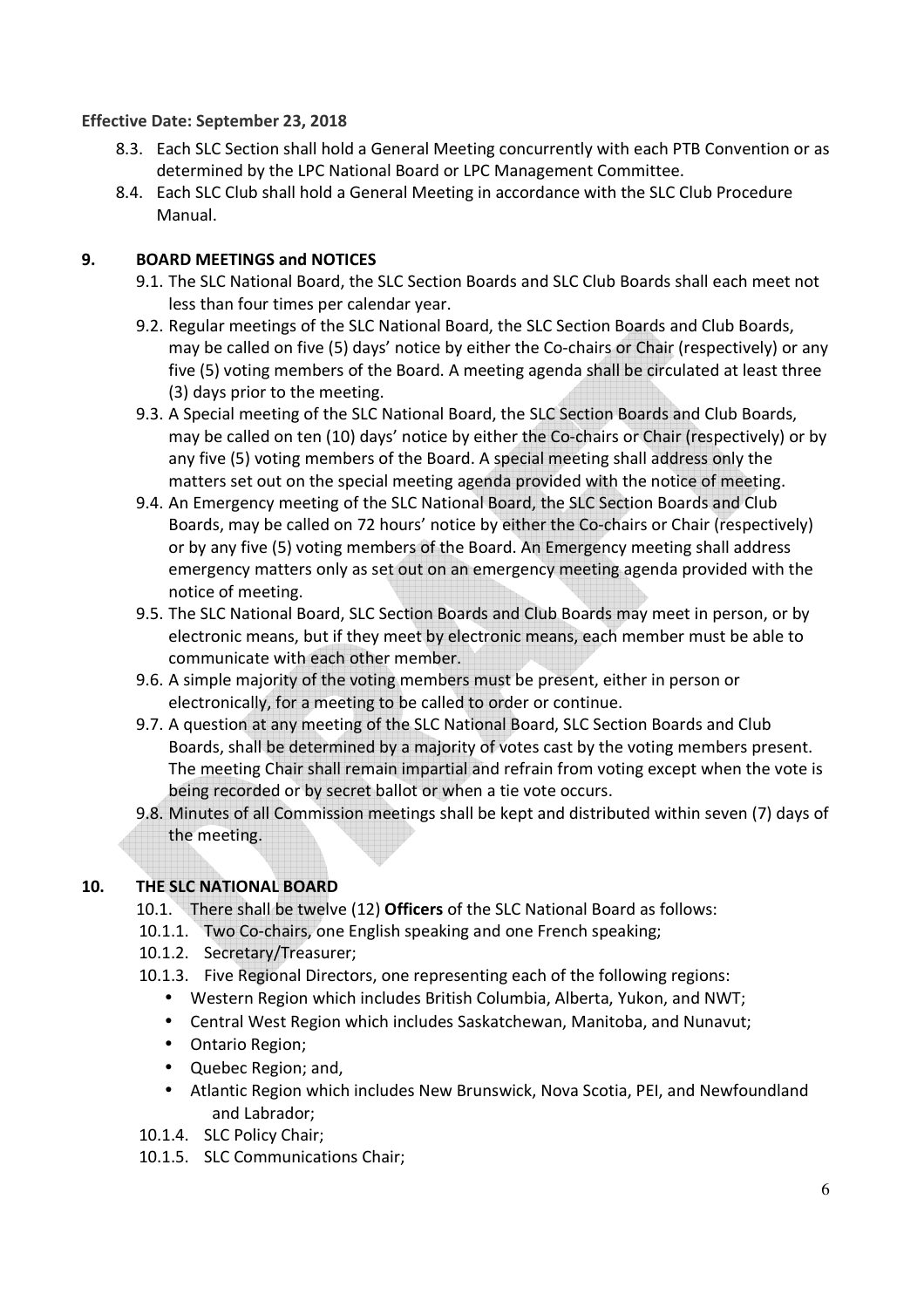**Effective Date: September 23, 2018**

8.3. Each SLC Section shall hold a General Meeting concurrently with each PTB Convention or as determined by the LPC National Board or LPC Management Committee.

8.4. Each SLC Club shall hold a General Meeting in accordance with the SLC Club Procedure Manual.

## 9. BOARD MEETINGS and NOTICES

9.1. The SLC National Board, the SLC Section Boards and SLC Club Boards shall each meet not less than four times per calendar year.

9.2. Regular meetings of the SLC National Board, the SLC Section Boards and Club Boards, may be called on five (5) days' notice by either the Co-chairs or Chair (respectively) or any five (5) voting members of the Board. A meeting agenda shall be circulated at least three (3) days prior to the meeting.

9.3. A Special meeting of the SLC National Board, the SLC Section Boards and Club Boards, may be called on ten (10) days' notice by either the Co-chairs or Chair (respectively) or by any five (5) voting members of the Board. A special meeting shall address only the matters set out on the special meeting agenda provided with the notice of meeting.

9.4. An Emergency meeting of the SLC National Board, the SLC Section Boards and Club Boards, may be called on 72 hours' notice by either the Co-chairs or Chair (respectively) or by any five (5) voting members of the Board. An Emergency meeting shall address emergency matters only as set out on an emergency meeting agenda provided with the notice of meeting.

9.5. The SLC National Board, SLC Section Boards and Club Boards may meet in person, or by electronic means, but if they meet by electronic means, each member must be able to communicate with each other member.

9.6. A simple majority of the voting members must be present, either in person or electronically, for a meeting to be called to order or continue.

9.7. A question at any meeting of the SLC National Board, SLC Section Boards and Club Boards, shall be determined by a majority of votes cast by the voting members present. The meeting Chair shall remain impartial and refrain from voting except when the vote is being recorded or by secret ballot or when a tie vote occurs.

9.8. Minutes of all Commission meetings shall be kept and distributed within seven (7) days of the meeting.

## 10. THE SLC NATIONAL BOARD

10.1. There shall be twelve (12) **Officers** of the SLC National Board as follows:

10.1.1. Two Co-chairs, one English speaking and one French speaking;

10.1.2. Secretary/Treasurer;

10.1.3. Five Regional Directors, one representing each of the following regions:

- Western Region which includes British Columbia, Alberta, Yukon, and NWT;
- Central West Region which includes Saskatchewan, Manitoba, and Nunavut;
- Ontario Region;
- Quebec Region; and,
- Atlantic Region which includes New Brunswick, Nova Scotia, PEI, and Newfoundland and Labrador;

10.1.4. SLC Policy Chair;

10.1.5. SLC Communications Chair;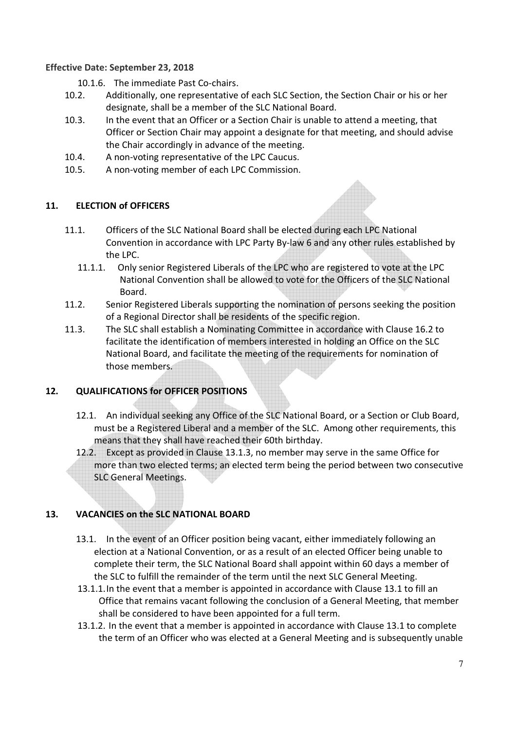**Effective Date: September 23, 2018**

10.1.6. The immediate Past Co-chairs.

10.2. Additionally, one representative of each SLC Section, the Section Chair or his or her designate, shall be a member of the SLC National Board.

10.3. In the event that an Officer or a Section Chair is unable to attend a meeting, that Officer or Section Chair may appoint a designate for that meeting, and should advise the Chair accordingly in advance of the meeting.

10.4. A non-voting representative of the LPC Caucus.

10.5. A non-voting member of each LPC Commission.

## 11. ELECTION of OFFICERS

11.1. Officers of the SLC National Board shall be elected during each LPC National Convention in accordance with LPC Party By-law 6 and any other rules established by the LPC.

11.1.1. Only senior Registered Liberals of the LPC who are registered to vote at the LPC National Convention shall be allowed to vote for the Officers of the SLC National Board.

11.2. Senior Registered Liberals supporting the nomination of persons seeking the position of a Regional Director shall be residents of the specific region.

11.3. The SLC shall establish a Nominating Committee in accordance with Clause 16.2 to facilitate the identification of members interested in holding an Office on the SLC National Board, and facilitate the meeting of the requirements for nomination of those members.

## 12. QUALIFICATIONS for OFFICER POSITIONS

12.1. An individual seeking any Office of the SLC National Board, or a Section or Club Board, must be a Registered Liberal and a member of the SLC. Among other requirements, this means that they shall have reached their 60th birthday.

12.2. Except as provided in Clause 13.1.3, no member may serve in the same Office for more than two elected terms; an elected term being the period between two consecutive SLC General Meetings.

## 13. VACANCIES on the SLC NATIONAL BOARD

13.1. In the event of an Officer position being vacant, either immediately following an election at a National Convention, or as a result of an elected Officer being unable to complete their term, the SLC National Board shall appoint within 60 days a member of the SLC to fulfill the remainder of the term until the next SLC General Meeting.

13.1.1. In the event that a member is appointed in accordance with Clause 13.1 to fill an Office that remains vacant following the conclusion of a General Meeting, that member shall be considered to have been appointed for a full term.

13.1.2. In the event that a member is appointed in accordance with Clause 13.1 to complete the term of an Officer who was elected at a General Meeting and is subsequently unable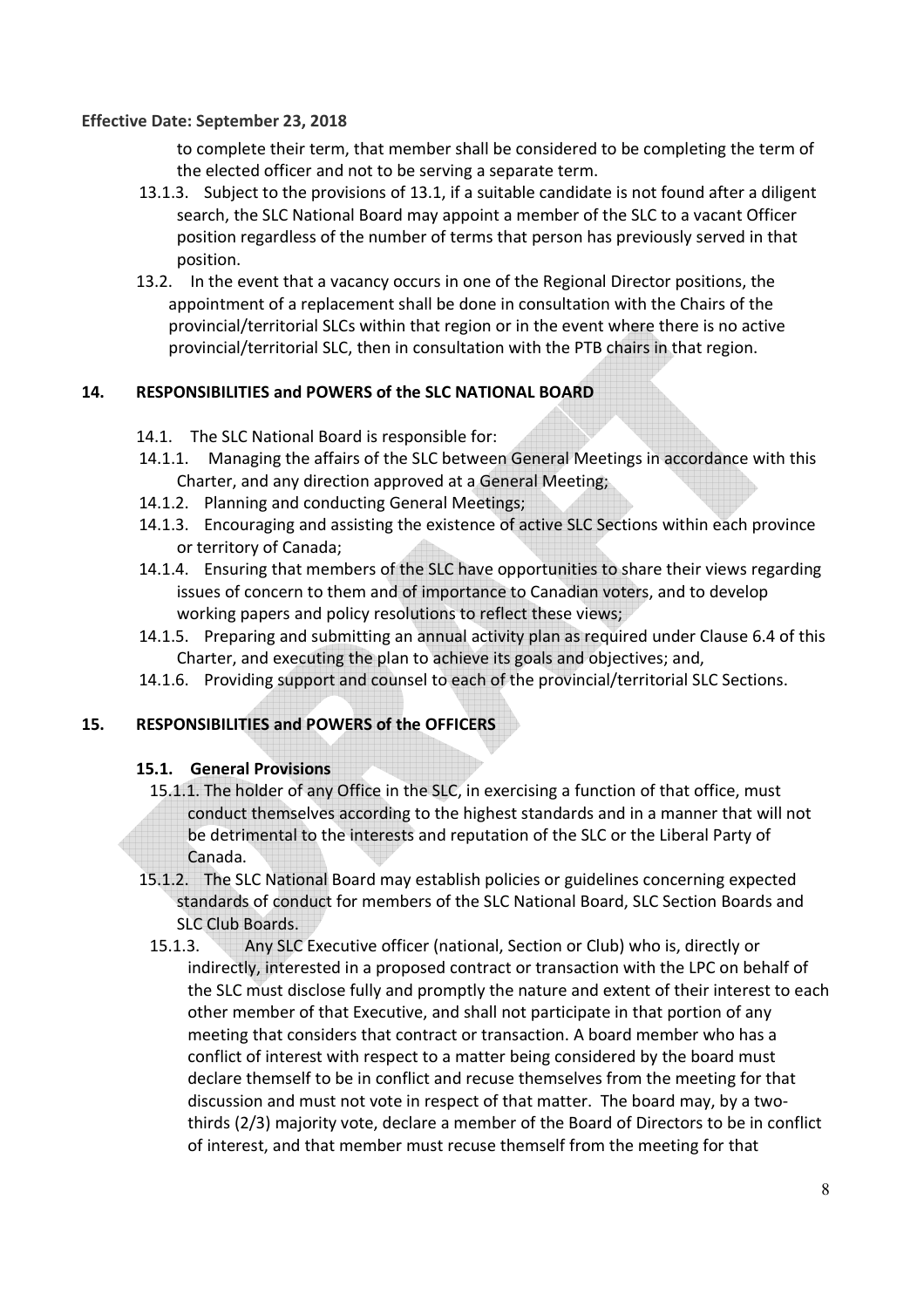**Effective Date: September 23, 2018**

to complete their term, that member shall be considered to be completing the term of the elected officer and not to be serving a separate term.

13.1.3. Subject to the provisions of 13.1, if a suitable candidate is not found after a diligent search, the SLC National Board may appoint a member of the SLC to a vacant Officer position regardless of the number of terms that person has previously served in that position.

13.2. In the event that a vacancy occurs in one of the Regional Director positions, the appointment of a replacement shall be done in consultation with the Chairs of the provincial/territorial SLCs within that region or in the event where there is no active provincial/territorial SLC, then in consultation with the PTB chairs in that region.

## 14. RESPONSIBILITIES and POWERS of the SLC NATIONAL BOARD

14.1. The SLC National Board is responsible for:

14.1.1. Managing the affairs of the SLC between General Meetings in accordance with this Charter, and any direction approved at a General Meeting;

14.1.2. Planning and conducting General Meetings;

14.1.3. Encouraging and assisting the existence of active SLC Sections within each province or territory of Canada;

14.1.4. Ensuring that members of the SLC have opportunities to share their views regarding issues of concern to them and of importance to Canadian voters, and to develop working papers and policy resolutions to reflect these views;

14.1.5. Preparing and submitting an annual activity plan as required under Clause 6.4 of this Charter, and executing the plan to achieve its goals and objectives; and,

14.1.6. Providing support and counsel to each of the provincial/territorial SLC Sections.

## 15. RESPONSIBILITIES and POWERS of the OFFICERS

### 15.1. General Provisions

15.1.1. The holder of any Office in the SLC, in exercising a function of that office, must conduct themselves according to the highest standards and in a manner that will not be detrimental to the interests and reputation of the SLC or the Liberal Party of Canada.

15.1.2. The SLC National Board may establish policies or guidelines concerning expected standards of conduct for members of the SLC National Board, SLC Section Boards and SLC Club Boards.

15.1.3. Any SLC Executive officer (national, Section or Club) who is, directly or indirectly, interested in a proposed contract or transaction with the LPC on behalf of the SLC must disclose fully and promptly the nature and extent of their interest to each other member of that Executive, and shall not participate in that portion of any meeting that considers that contract or transaction. A board member who has a conflict of interest with respect to a matter being considered by the board must declare themself to be in conflict and recuse themselves from the meeting for that discussion and must not vote in respect of that matter. The board may, by a two-thirds (2/3) majority vote, declare a member of the Board of Directors to be in conflict of interest, and that member must recuse themself from the meeting for that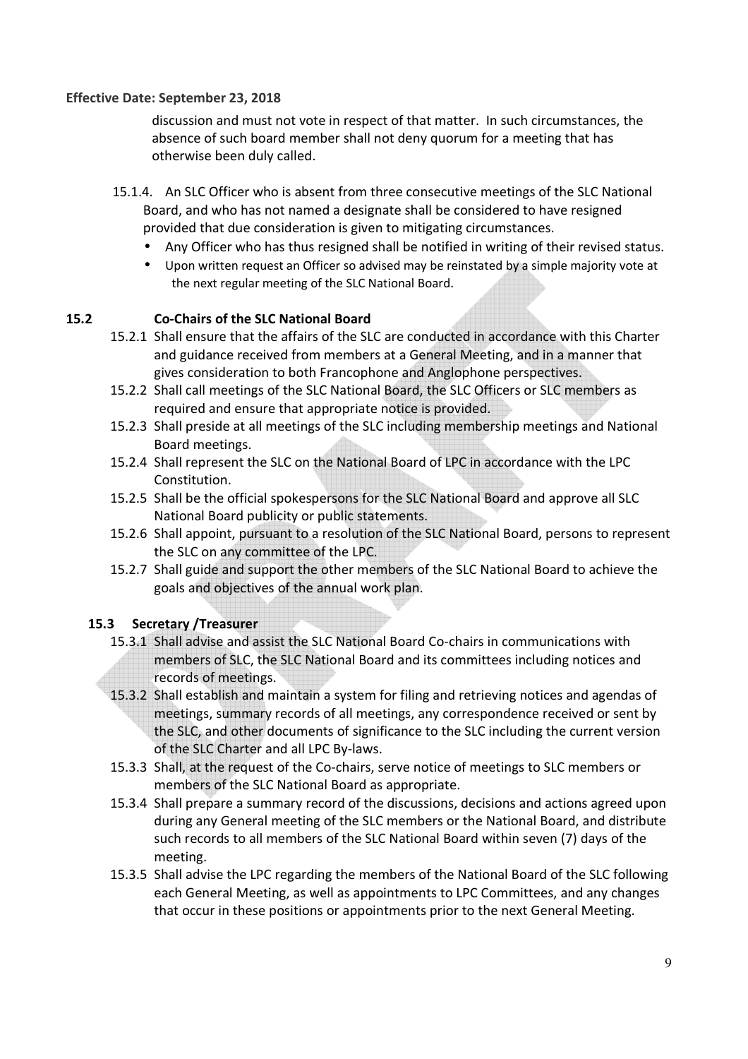**Effective Date: September 23, 2018**

discussion and must not vote in respect of that matter. In such circumstances, the absence of such board member shall not deny quorum for a meeting that has otherwise been duly called.

15.1.4. An SLC Officer who is absent from three consecutive meetings of the SLC National Board, and who has not named a designate shall be considered to have resigned provided that due consideration is given to mitigating circumstances.

- Any Officer who has thus resigned shall be notified in writing of their revised status.
- Upon written request an Officer so advised may be reinstated by a simple majority vote at the next regular meeting of the SLC National Board.

## 15.2 Co-Chairs of the SLC National Board

15.2.1 Shall ensure that the affairs of the SLC are conducted in accordance with this Charter and guidance received from members at a General Meeting, and in a manner that gives consideration to both Francophone and Anglophone perspectives.

15.2.2 Shall call meetings of the SLC National Board, the SLC Officers or SLC members as required and ensure that appropriate notice is provided.

15.2.3 Shall preside at all meetings of the SLC including membership meetings and National Board meetings.

15.2.4 Shall represent the SLC on the National Board of LPC in accordance with the LPC Constitution.

15.2.5 Shall be the official spokespersons for the SLC National Board and approve all SLC National Board publicity or public statements.

15.2.6 Shall appoint, pursuant to a resolution of the SLC National Board, persons to represent the SLC on any committee of the LPC.

15.2.7 Shall guide and support the other members of the SLC National Board to achieve the goals and objectives of the annual work plan.

## 15.3 Secretary /Treasurer

15.3.1 Shall advise and assist the SLC National Board Co-chairs in communications with members of SLC, the SLC National Board and its committees including notices and records of meetings.

15.3.2 Shall establish and maintain a system for filing and retrieving notices and agendas of meetings, summary records of all meetings, any correspondence received or sent by the SLC, and other documents of significance to the SLC including the current version of the SLC Charter and all LPC By-laws.

15.3.3 Shall, at the request of the Co-chairs, serve notice of meetings to SLC members or members of the SLC National Board as appropriate.

15.3.4 Shall prepare a summary record of the discussions, decisions and actions agreed upon during any General meeting of the SLC members or the National Board, and distribute such records to all members of the SLC National Board within seven (7) days of the meeting.

15.3.5 Shall advise the LPC regarding the members of the National Board of the SLC following each General Meeting, as well as appointments to LPC Committees, and any changes that occur in these positions or appointments prior to the next General Meeting.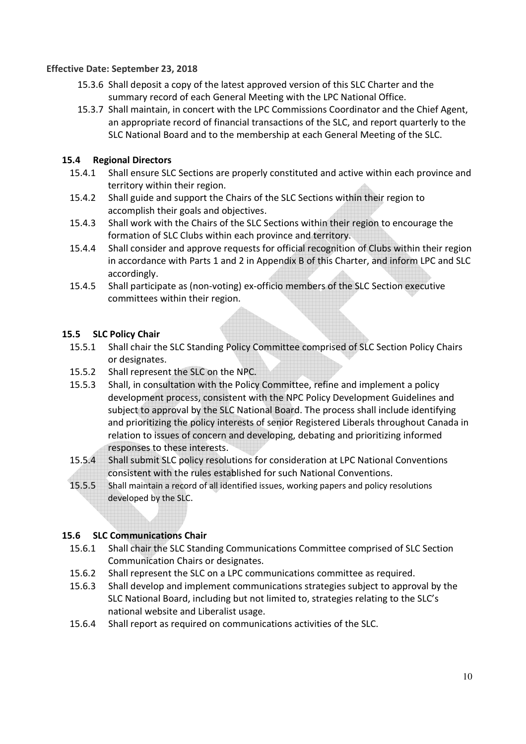**Effective Date: September 23, 2018**

15.3.6 Shall deposit a copy of the latest approved version of this SLC Charter and the summary record of each General Meeting with the LPC National Office.

15.3.7 Shall maintain, in concert with the LPC Commissions Coordinator and the Chief Agent, an appropriate record of financial transactions of the SLC, and report quarterly to the SLC National Board and to the membership at each General Meeting of the SLC.

### 15.4 Regional Directors

15.4.1 Shall ensure SLC Sections are properly constituted and active within each province and territory within their region.

15.4.2 Shall guide and support the Chairs of the SLC Sections within their region to accomplish their goals and objectives.

15.4.3 Shall work with the Chairs of the SLC Sections within their region to encourage the formation of SLC Clubs within each province and territory.

15.4.4 Shall consider and approve requests for official recognition of Clubs within their region in accordance with Parts 1 and 2 in Appendix B of this Charter, and inform LPC and SLC accordingly.

15.4.5 Shall participate as (non-voting) ex-officio members of the SLC Section executive committees within their region.

### 15.5 SLC Policy Chair

15.5.1 Shall chair the SLC Standing Policy Committee comprised of SLC Section Policy Chairs or designates.

15.5.2 Shall represent the SLC on the NPC.

15.5.3 Shall, in consultation with the Policy Committee, refine and implement a policy development process, consistent with the NPC Policy Development Guidelines and subject to approval by the SLC National Board. The process shall include identifying and prioritizing the policy interests of senior Registered Liberals throughout Canada in relation to issues of concern and developing, debating and prioritizing informed responses to these interests.

15.5.4 Shall submit SLC policy resolutions for consideration at LPC National Conventions consistent with the rules established for such National Conventions.

15.5.5 Shall maintain a record of all identified issues, working papers and policy resolutions developed by the SLC.

### 15.6 SLC Communications Chair

15.6.1 Shall chair the SLC Standing Communications Committee comprised of SLC Section Communication Chairs or designates.

15.6.2 Shall represent the SLC on a LPC communications committee as required.

15.6.3 Shall develop and implement communications strategies subject to approval by the SLC National Board, including but not limited to, strategies relating to the SLC's national website and Liberalist usage.

15.6.4 Shall report as required on communications activities of the SLC.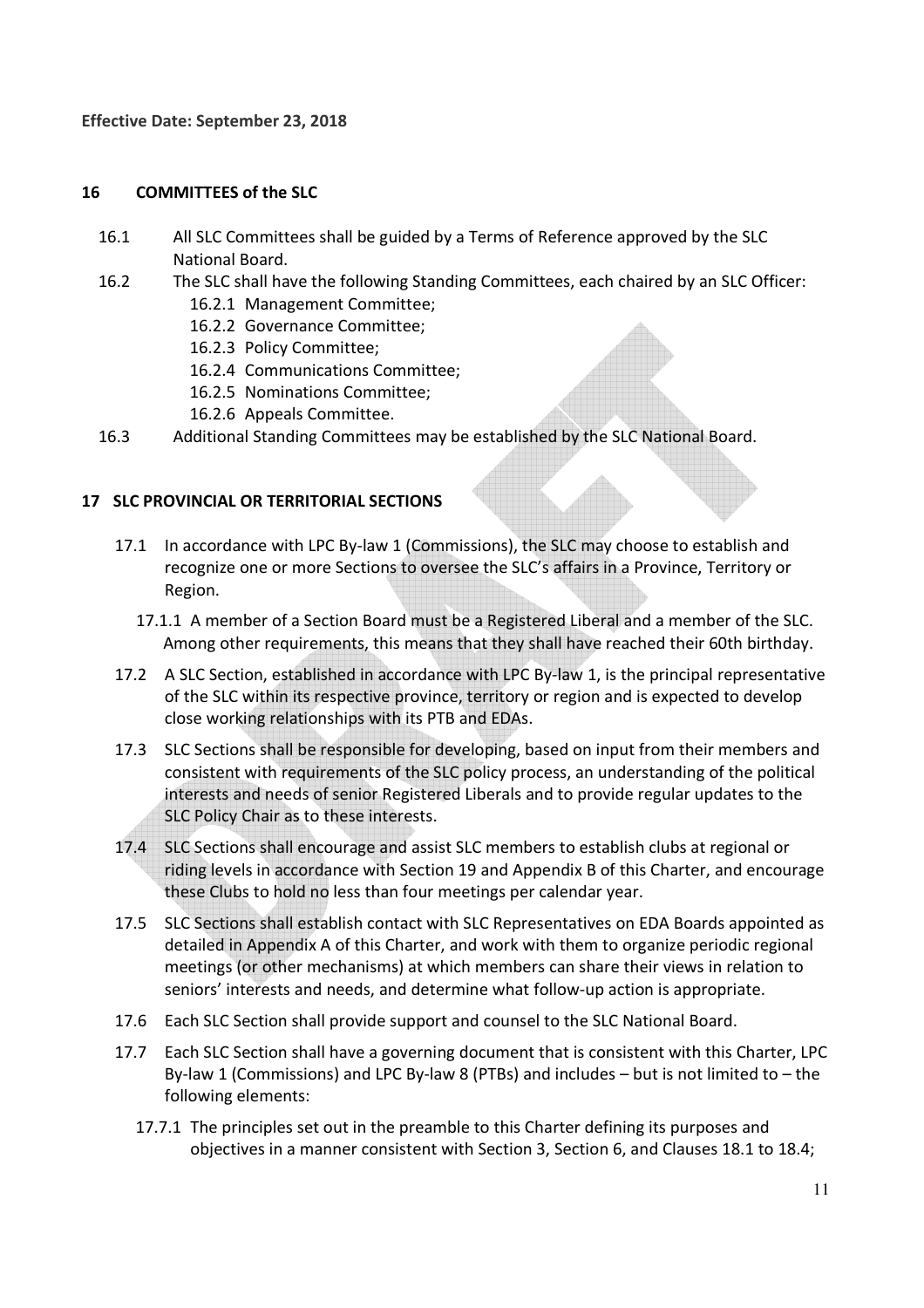**Effective Date: September 23, 2018**

## 16 COMMITTEES of the SLC

16.1 All SLC Committees shall be guided by a Terms of Reference approved by the SLC National Board.

16.2 The SLC shall have the following Standing Committees, each chaired by an SLC Officer:

- 16.2.1 Management Committee;
- 16.2.2 Governance Committee;
- 16.2.3 Policy Committee;
- 16.2.4 Communications Committee;
- 16.2.5 Nominations Committee;
- 16.2.6 Appeals Committee.

16.3 Additional Standing Committees may be established by the SLC National Board.

## 17 SLC PROVINCIAL OR TERRITORIAL SECTIONS

17.1 In accordance with LPC By-law 1 (Commissions), the SLC may choose to establish and recognize one or more Sections to oversee the SLC's affairs in a Province, Territory or Region.

17.1.1 A member of a Section Board must be a Registered Liberal and a member of the SLC. Among other requirements, this means that they shall have reached their 60th birthday.

17.2 A SLC Section, established in accordance with LPC By-law 1, is the principal representative of the SLC within its respective province, territory or region and is expected to develop close working relationships with its PTB and EDAs.

17.3 SLC Sections shall be responsible for developing, based on input from their members and consistent with requirements of the SLC policy process, an understanding of the political interests and needs of senior Registered Liberals and to provide regular updates to the SLC Policy Chair as to these interests.

17.4 SLC Sections shall encourage and assist SLC members to establish clubs at regional or riding levels in accordance with Section 19 and Appendix B of this Charter, and encourage these Clubs to hold no less than four meetings per calendar year.

17.5 SLC Sections shall establish contact with SLC Representatives on EDA Boards appointed as detailed in Appendix A of this Charter, and work with them to organize periodic regional meetings (or other mechanisms) at which members can share their views in relation to seniors' interests and needs, and determine what follow-up action is appropriate.

17.6 Each SLC Section shall provide support and counsel to the SLC National Board.

17.7 Each SLC Section shall have a governing document that is consistent with this Charter, LPC By-law 1 (Commissions) and LPC By-law 8 (PTBs) and includes – but is not limited to – the following elements:

17.7.1 The principles set out in the preamble to this Charter defining its purposes and objectives in a manner consistent with Section 3, Section 6, and Clauses 18.1 to 18.4;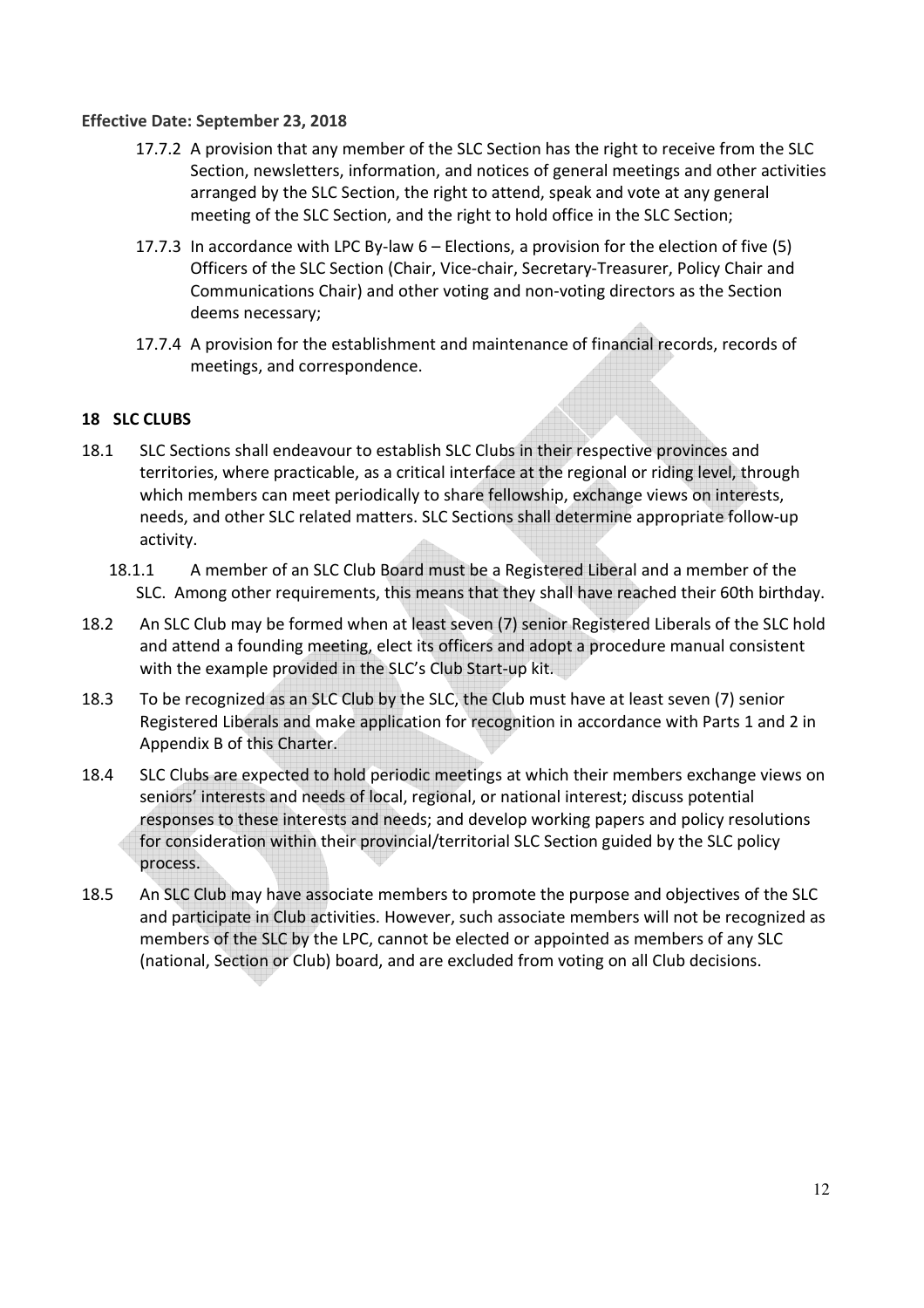**Effective Date: September 23, 2018**

17.7.2 A provision that any member of the SLC Section has the right to receive from the SLC Section, newsletters, information, and notices of general meetings and other activities arranged by the SLC Section, the right to attend, speak and vote at any general meeting of the SLC Section, and the right to hold office in the SLC Section;

17.7.3 In accordance with LPC By-law 6 – Elections, a provision for the election of five (5) Officers of the SLC Section (Chair, Vice-chair, Secretary-Treasurer, Policy Chair and Communications Chair) and other voting and non-voting directors as the Section deems necessary;

17.7.4 A provision for the establishment and maintenance of financial records, records of meetings, and correspondence.

## 18 SLC CLUBS

18.1 SLC Sections shall endeavour to establish SLC Clubs in their respective provinces and territories, where practicable, as a critical interface at the regional or riding level, through which members can meet periodically to share fellowship, exchange views on interests, needs, and other SLC related matters. SLC Sections shall determine appropriate follow-up activity.

18.1.1 A member of an SLC Club Board must be a Registered Liberal and a member of the SLC. Among other requirements, this means that they shall have reached their 60th birthday.

18.2 An SLC Club may be formed when at least seven (7) senior Registered Liberals of the SLC hold and attend a founding meeting, elect its officers and adopt a procedure manual consistent with the example provided in the SLC's Club Start-up kit.

18.3 To be recognized as an SLC Club by the SLC, the Club must have at least seven (7) senior Registered Liberals and make application for recognition in accordance with Parts 1 and 2 in Appendix B of this Charter.

18.4 SLC Clubs are expected to hold periodic meetings at which their members exchange views on seniors' interests and needs of local, regional, or national interest; discuss potential responses to these interests and needs; and develop working papers and policy resolutions for consideration within their provincial/territorial SLC Section guided by the SLC policy process.

18.5 An SLC Club may have associate members to promote the purpose and objectives of the SLC and participate in Club activities. However, such associate members will not be recognized as members of the SLC by the LPC, cannot be elected or appointed as members of any SLC (national, Section or Club) board, and are excluded from voting on all Club decisions.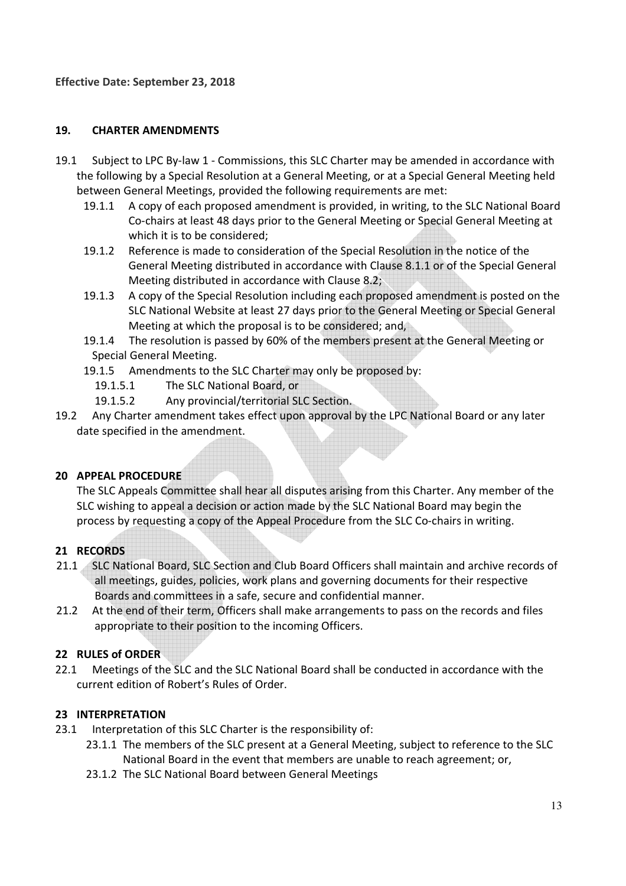**Effective Date: September 23, 2018**

## 19. CHARTER AMENDMENTS

19.1 Subject to LPC By-law 1 - Commissions, this SLC Charter may be amended in accordance with the following by a Special Resolution at a General Meeting, or at a Special General Meeting held between General Meetings, provided the following requirements are met:

- 19.1.1 A copy of each proposed amendment is provided, in writing, to the SLC National Board Co-chairs at least 48 days prior to the General Meeting or Special General Meeting at which it is to be considered;
- 19.1.2 Reference is made to consideration of the Special Resolution in the notice of the General Meeting distributed in accordance with Clause 8.1.1 or of the Special General Meeting distributed in accordance with Clause 8.2;
- 19.1.3 A copy of the Special Resolution including each proposed amendment is posted on the SLC National Website at least 27 days prior to the General Meeting or Special General Meeting at which the proposal is to be considered; and,
- 19.1.4 The resolution is passed by 60% of the members present at the General Meeting or Special General Meeting.
- 19.1.5 Amendments to the SLC Charter may only be proposed by:
  - 19.1.5.1 The SLC National Board, or
  - 19.1.5.2 Any provincial/territorial SLC Section.

19.2 Any Charter amendment takes effect upon approval by the LPC National Board or any later date specified in the amendment.

## 20 APPEAL PROCEDURE

The SLC Appeals Committee shall hear all disputes arising from this Charter. Any member of the SLC wishing to appeal a decision or action made by the SLC National Board may begin the process by requesting a copy of the Appeal Procedure from the SLC Co-chairs in writing.

## 21 RECORDS

21.1 SLC National Board, SLC Section and Club Board Officers shall maintain and archive records of all meetings, guides, policies, work plans and governing documents for their respective Boards and committees in a safe, secure and confidential manner.

21.2 At the end of their term, Officers shall make arrangements to pass on the records and files appropriate to their position to the incoming Officers.

## 22 RULES of ORDER

22.1 Meetings of the SLC and the SLC National Board shall be conducted in accordance with the current edition of Robert's Rules of Order.

## 23 INTERPRETATION

23.1 Interpretation of this SLC Charter is the responsibility of:

- 23.1.1 The members of the SLC present at a General Meeting, subject to reference to the SLC National Board in the event that members are unable to reach agreement; or,
- 23.1.2 The SLC National Board between General Meetings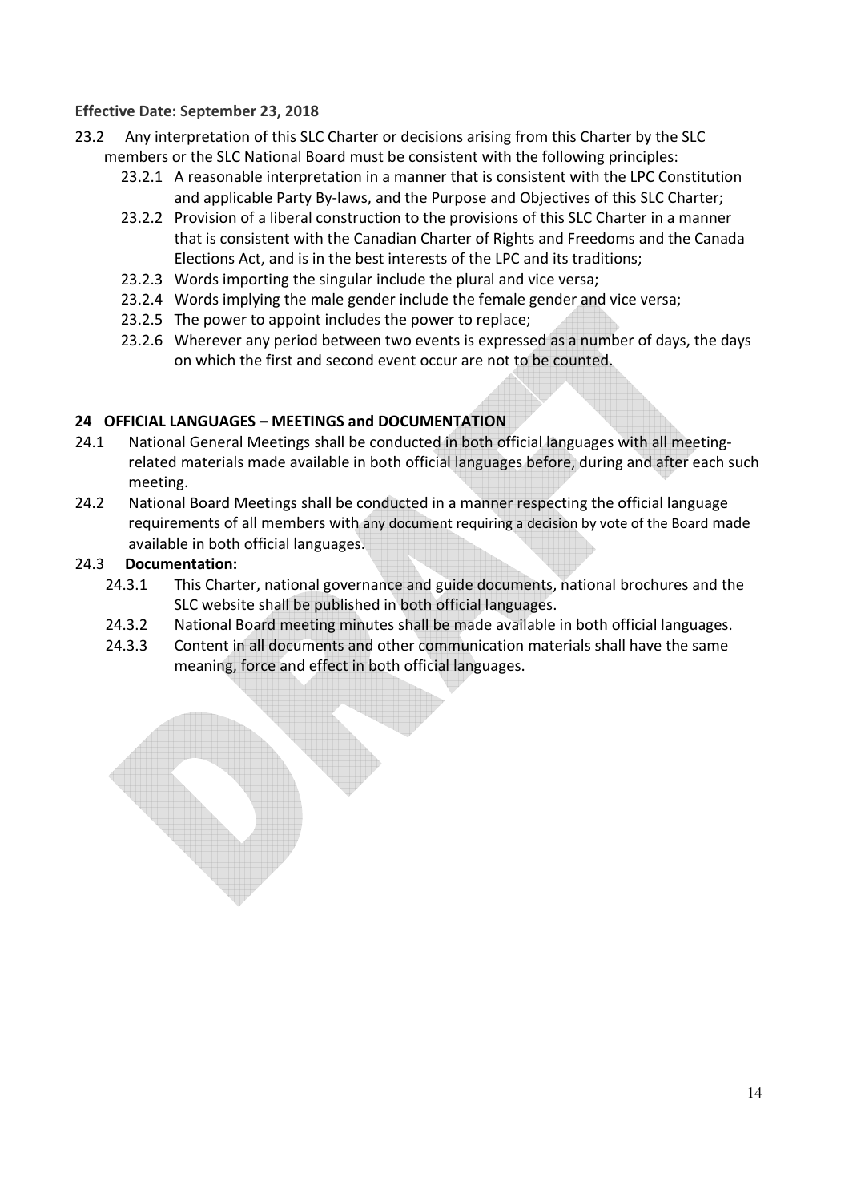**Effective Date: September 23, 2018**

23.2 Any interpretation of this SLC Charter or decisions arising from this Charter by the SLC members or the SLC National Board must be consistent with the following principles:

- 23.2.1 A reasonable interpretation in a manner that is consistent with the LPC Constitution and applicable Party By-laws, and the Purpose and Objectives of this SLC Charter;
- 23.2.2 Provision of a liberal construction to the provisions of this SLC Charter in a manner that is consistent with the Canadian Charter of Rights and Freedoms and the Canada Elections Act, and is in the best interests of the LPC and its traditions;
- 23.2.3 Words importing the singular include the plural and vice versa;
- 23.2.4 Words implying the male gender include the female gender and vice versa;
- 23.2.5 The power to appoint includes the power to replace;
- 23.2.6 Wherever any period between two events is expressed as a number of days, the days on which the first and second event occur are not to be counted.

## 24 OFFICIAL LANGUAGES – MEETINGS and DOCUMENTATION

24.1 National General Meetings shall be conducted in both official languages with all meeting-related materials made available in both official languages before, during and after each such meeting.

24.2 National Board Meetings shall be conducted in a manner respecting the official language requirements of all members with any document requiring a decision by vote of the Board made available in both official languages.

24.3 **Documentation:**

- 24.3.1 This Charter, national governance and guide documents, national brochures and the SLC website shall be published in both official languages.
- 24.3.2 National Board meeting minutes shall be made available in both official languages.
- 24.3.3 Content in all documents and other communication materials shall have the same meaning, force and effect in both official languages.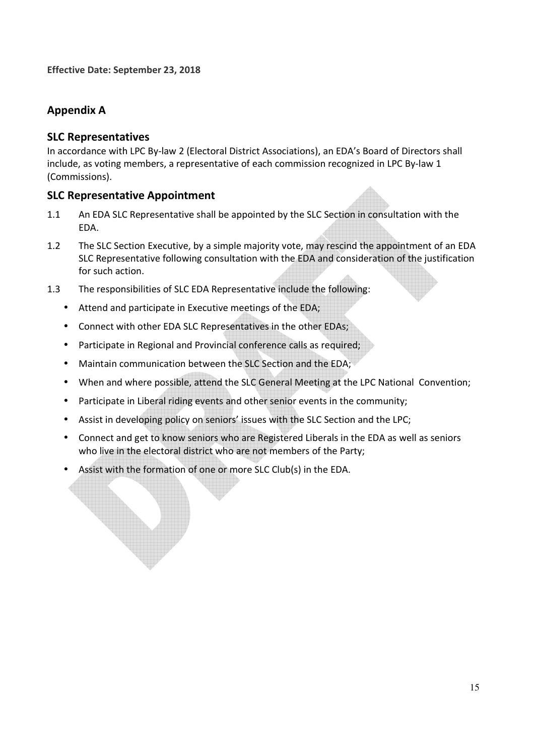**Effective Date: September 23, 2018**

## Appendix A

### SLC Representatives

In accordance with LPC By-law 2 (Electoral District Associations), an EDA's Board of Directors shall include, as voting members, a representative of each commission recognized in LPC By-law 1 (Commissions).

### SLC Representative Appointment

1.1 An EDA SLC Representative shall be appointed by the SLC Section in consultation with the EDA.

1.2 The SLC Section Executive, by a simple majority vote, may rescind the appointment of an EDA SLC Representative following consultation with the EDA and consideration of the justification for such action.

1.3 The responsibilities of SLC EDA Representative include the following:

- Attend and participate in Executive meetings of the EDA;
- Connect with other EDA SLC Representatives in the other EDAs;
- Participate in Regional and Provincial conference calls as required;
- Maintain communication between the SLC Section and the EDA;
- When and where possible, attend the SLC General Meeting at the LPC National Convention;
- Participate in Liberal riding events and other senior events in the community;
- Assist in developing policy on seniors' issues with the SLC Section and the LPC;
- Connect and get to know seniors who are Registered Liberals in the EDA as well as seniors who live in the electoral district who are not members of the Party;
- Assist with the formation of one or more SLC Club(s) in the EDA.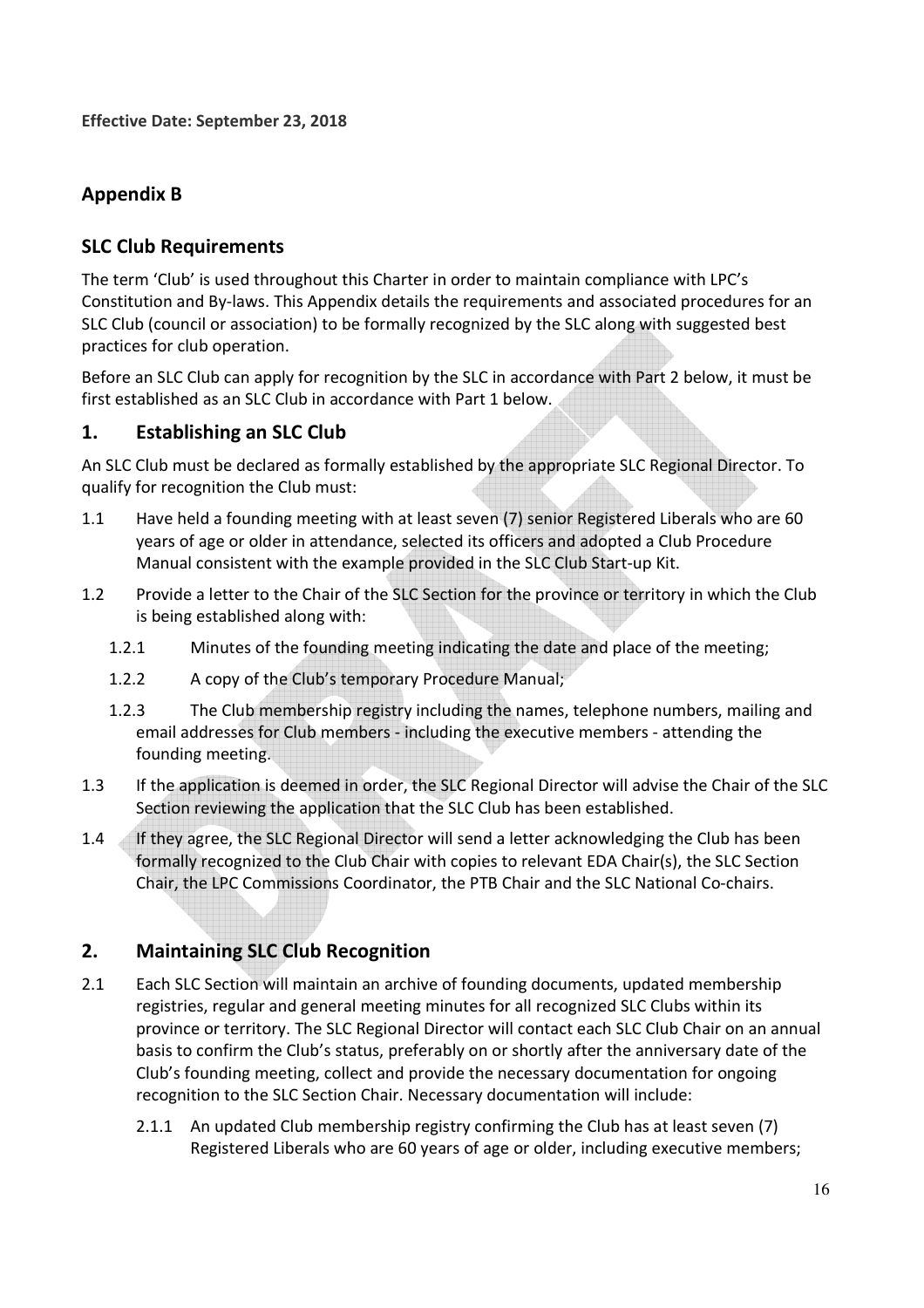**Effective Date: September 23, 2018**

## Appendix B

## SLC Club Requirements

The term 'Club' is used throughout this Charter in order to maintain compliance with LPC's Constitution and By-laws. This Appendix details the requirements and associated procedures for an SLC Club (council or association) to be formally recognized by the SLC along with suggested best practices for club operation.

Before an SLC Club can apply for recognition by the SLC in accordance with Part 2 below, it must be first established as an SLC Club in accordance with Part 1 below.

## 1. Establishing an SLC Club

An SLC Club must be declared as formally established by the appropriate SLC Regional Director. To qualify for recognition the Club must:

1.1 Have held a founding meeting with at least seven (7) senior Registered Liberals who are 60 years of age or older in attendance, selected its officers and adopted a Club Procedure Manual consistent with the example provided in the SLC Club Start-up Kit.

1.2 Provide a letter to the Chair of the SLC Section for the province or territory in which the Club is being established along with:

   1.2.1 Minutes of the founding meeting indicating the date and place of the meeting;

   1.2.2 A copy of the Club's temporary Procedure Manual;

   1.2.3 The Club membership registry including the names, telephone numbers, mailing and email addresses for Club members - including the executive members - attending the founding meeting.

1.3 If the application is deemed in order, the SLC Regional Director will advise the Chair of the SLC Section reviewing the application that the SLC Club has been established.

1.4 If they agree, the SLC Regional Director will send a letter acknowledging the Club has been formally recognized to the Club Chair with copies to relevant EDA Chair(s), the SLC Section Chair, the LPC Commissions Coordinator, the PTB Chair and the SLC National Co-chairs.

## 2. Maintaining SLC Club Recognition

2.1 Each SLC Section will maintain an archive of founding documents, updated membership registries, regular and general meeting minutes for all recognized SLC Clubs within its province or territory. The SLC Regional Director will contact each SLC Club Chair on an annual basis to confirm the Club's status, preferably on or shortly after the anniversary date of the Club's founding meeting, collect and provide the necessary documentation for ongoing recognition to the SLC Section Chair. Necessary documentation will include:

   2.1.1 An updated Club membership registry confirming the Club has at least seven (7) Registered Liberals who are 60 years of age or older, including executive members;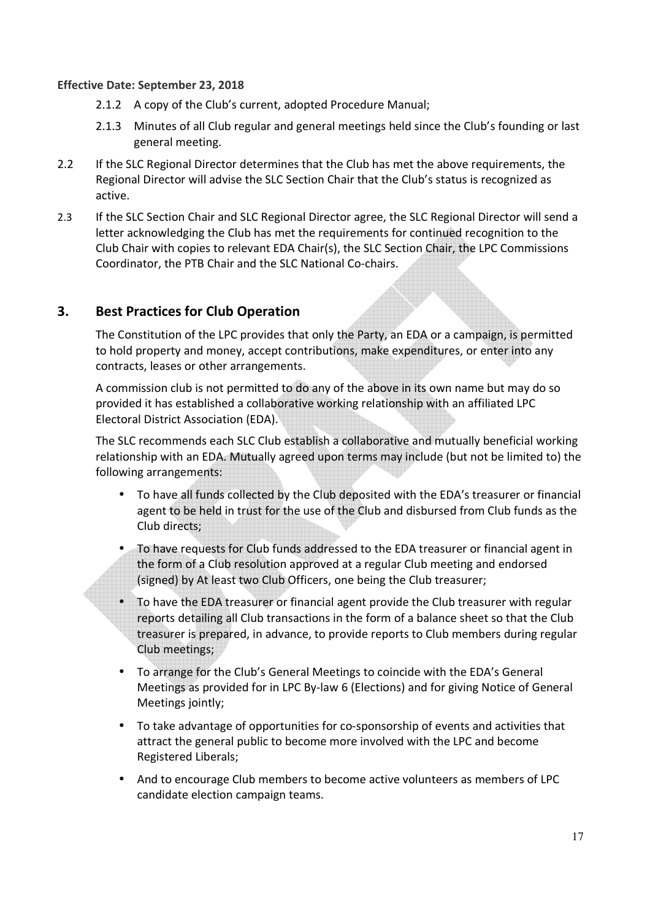**Effective Date: September 23, 2018**

2.1.2 A copy of the Club's current, adopted Procedure Manual;

2.1.3 Minutes of all Club regular and general meetings held since the Club's founding or last general meeting.

2.2 If the SLC Regional Director determines that the Club has met the above requirements, the Regional Director will advise the SLC Section Chair that the Club's status is recognized as active.

2.3 If the SLC Section Chair and SLC Regional Director agree, the SLC Regional Director will send a letter acknowledging the Club has met the requirements for continued recognition to the Club Chair with copies to relevant EDA Chair(s), the SLC Section Chair, the LPC Commissions Coordinator, the PTB Chair and the SLC National Co-chairs.

## 3. Best Practices for Club Operation

The Constitution of the LPC provides that only the Party, an EDA or a campaign, is permitted to hold property and money, accept contributions, make expenditures, or enter into any contracts, leases or other arrangements.

A commission club is not permitted to do any of the above in its own name but may do so provided it has established a collaborative working relationship with an affiliated LPC Electoral District Association (EDA).

The SLC recommends each SLC Club establish a collaborative and mutually beneficial working relationship with an EDA. Mutually agreed upon terms may include (but not be limited to) the following arrangements:

- To have all funds collected by the Club deposited with the EDA's treasurer or financial agent to be held in trust for the use of the Club and disbursed from Club funds as the Club directs;
- To have requests for Club funds addressed to the EDA treasurer or financial agent in the form of a Club resolution approved at a regular Club meeting and endorsed (signed) by At least two Club Officers, one being the Club treasurer;
- To have the EDA treasurer or financial agent provide the Club treasurer with regular reports detailing all Club transactions in the form of a balance sheet so that the Club treasurer is prepared, in advance, to provide reports to Club members during regular Club meetings;
- To arrange for the Club's General Meetings to coincide with the EDA's General Meetings as provided for in LPC By-law 6 (Elections) and for giving Notice of General Meetings jointly;
- To take advantage of opportunities for co-sponsorship of events and activities that attract the general public to become more involved with the LPC and become Registered Liberals;
- And to encourage Club members to become active volunteers as members of LPC candidate election campaign teams.